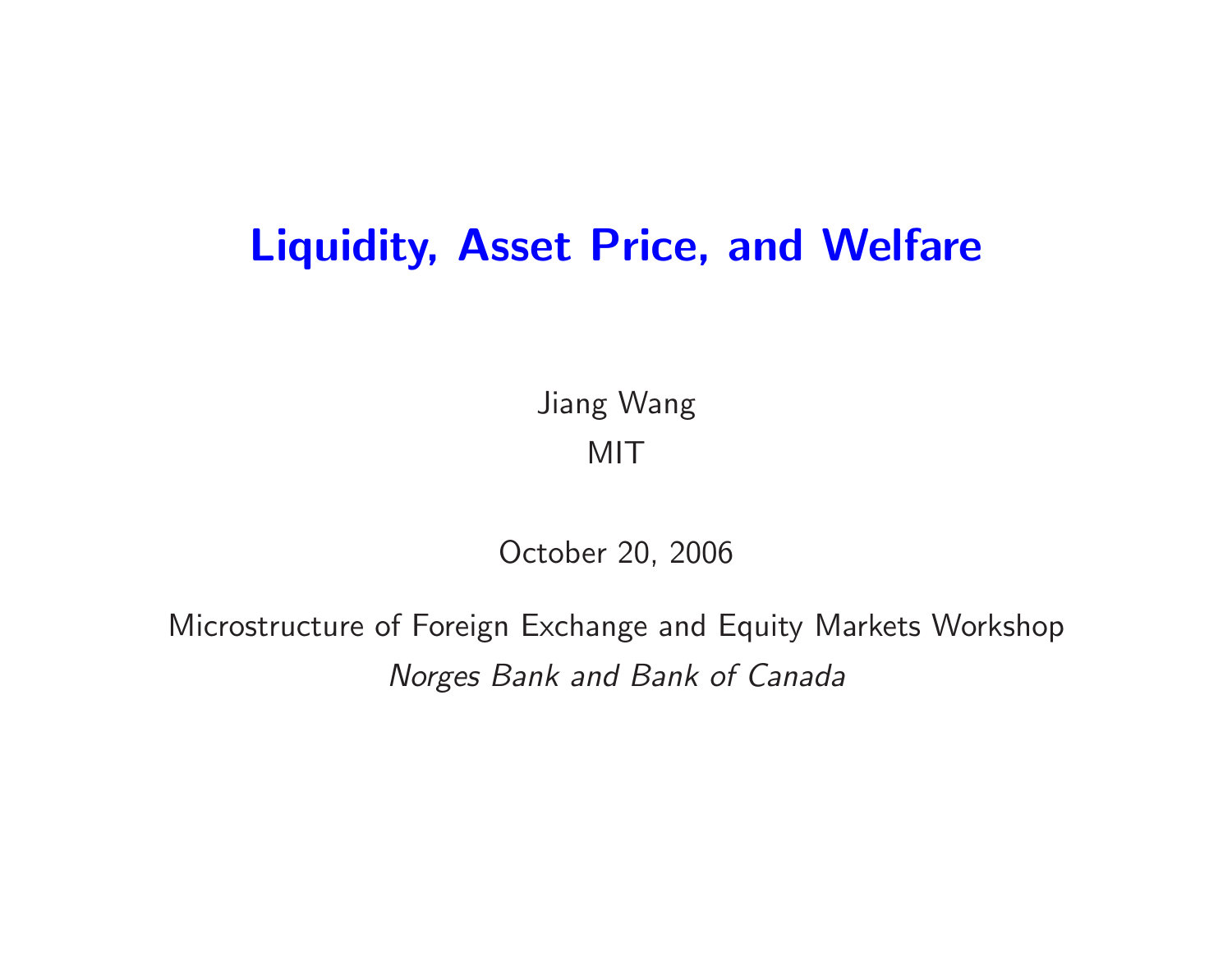# Liquidity, Asset Price, and Welfare

Jiang Wang

MIT

October 20, 2006

Microstructure of Foreign Exchange and Equity Markets Workshop

*Norges Bank and Bank of Canada*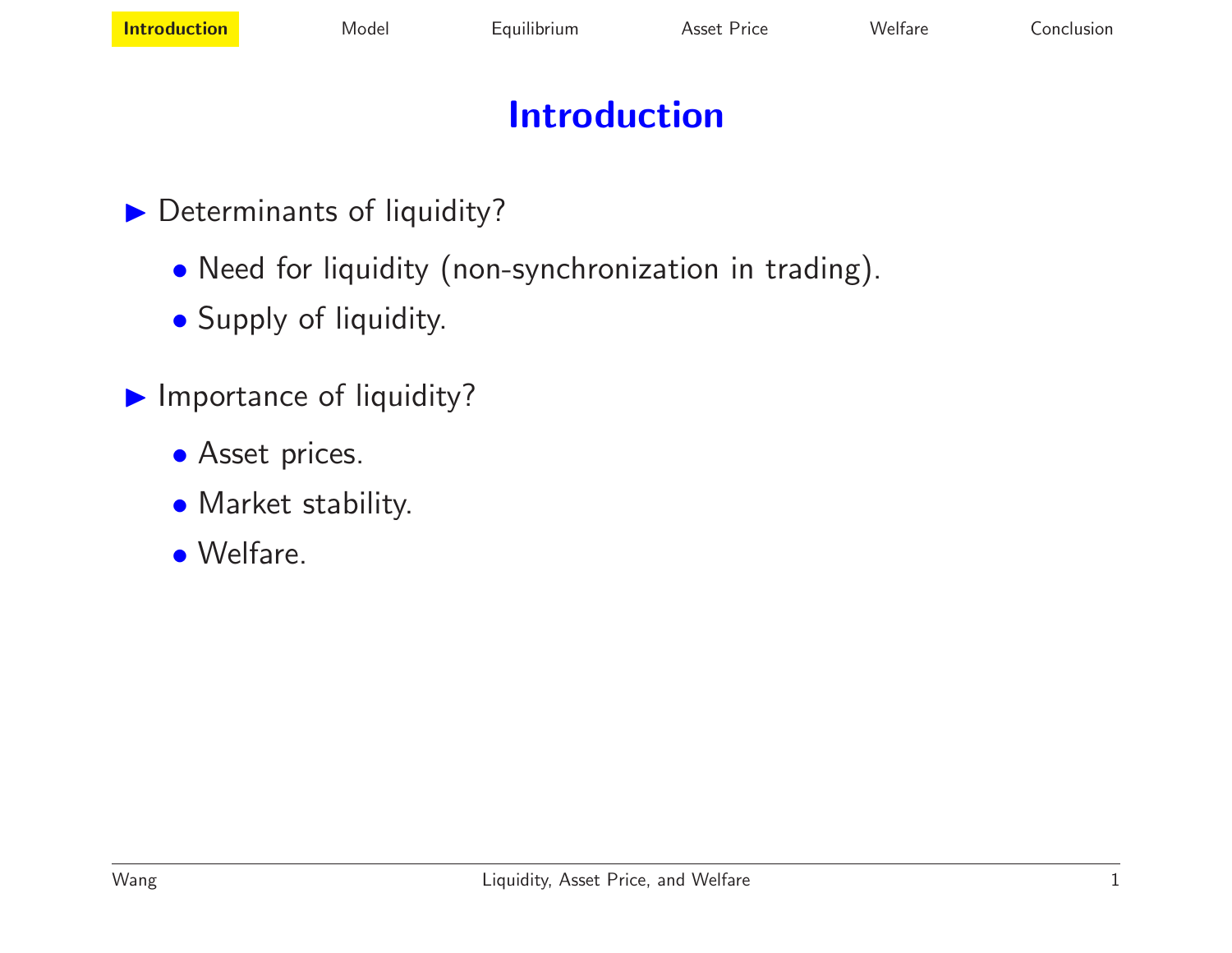# Introduction

- Determinants of liquidity?
  - Need for liquidity (non-synchronization in trading).
  - Supply of liquidity.

- Importance of liquidity?
  - Asset prices.
  - Market stability.
  - Welfare.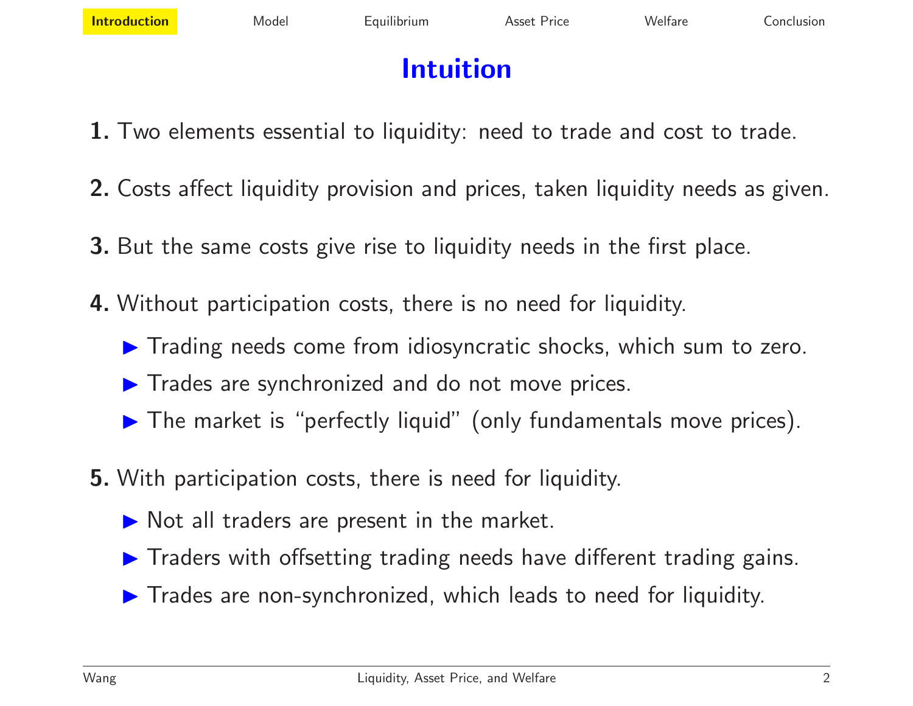# Intuition

**1.** Two elements essential to liquidity: need to trade and cost to trade.

**2.** Costs affect liquidity provision and prices, taken liquidity needs as given.

**3.** But the same costs give rise to liquidity needs in the first place.

**4.** Without participation costs, there is no need for liquidity.

- Trading needs come from idiosyncratic shocks, which sum to zero.
- Trades are synchronized and do not move prices.
- The market is "perfectly liquid" (only fundamentals move prices).

**5.** With participation costs, there is need for liquidity.

- Not all traders are present in the market.
- Traders with offsetting trading needs have different trading gains.
- Trades are non-synchronized, which leads to need for liquidity.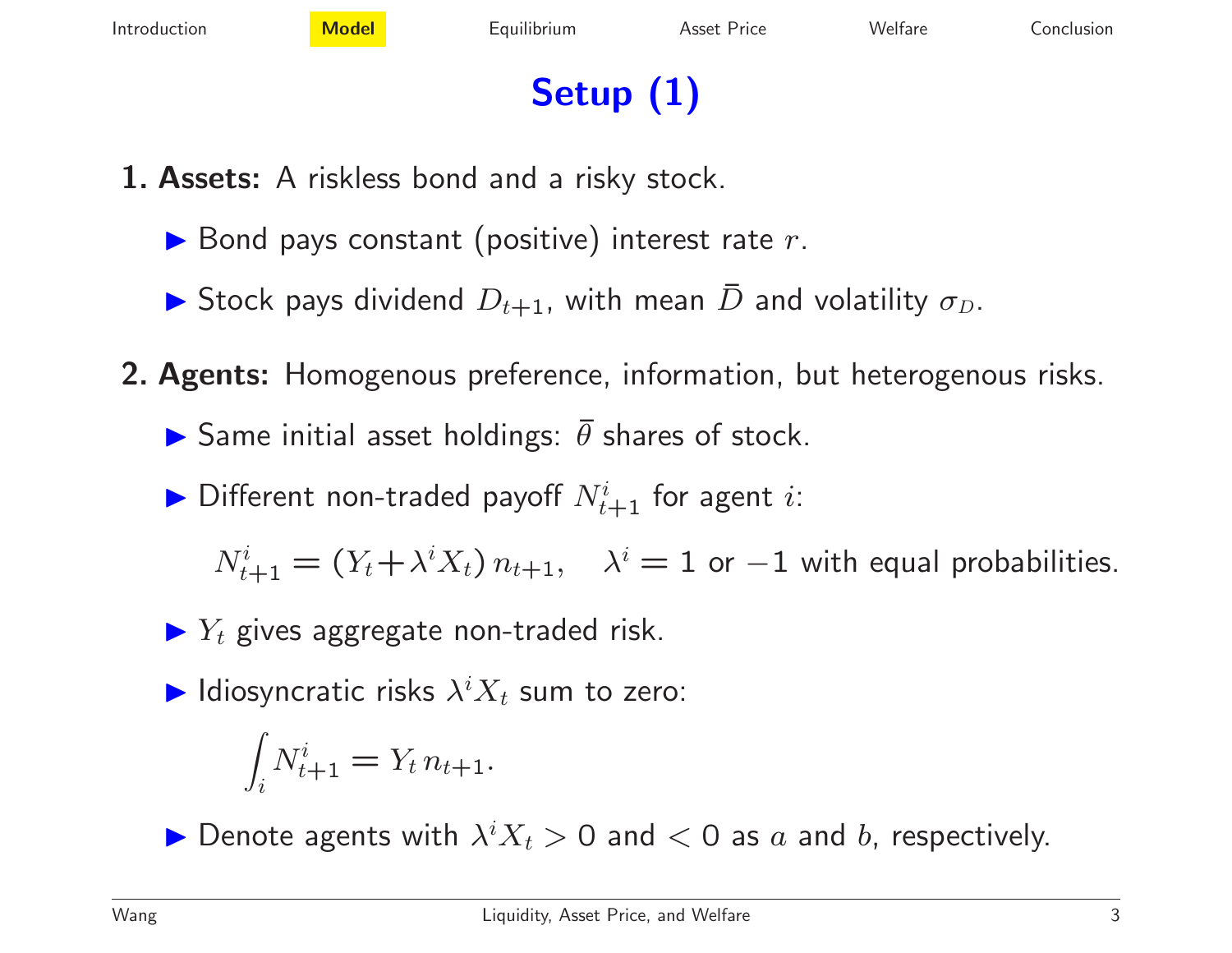# Setup (1)

**1. Assets:** A riskless bond and a risky stock.

- Bond pays constant (positive) interest rate $r$.
- Stock pays dividend $D_{t+1}$, with mean $\bar{D}$ and volatility $\sigma_D$.

**2. Agents:** Homogenous preference, information, but heterogenous risks.

- Same initial asset holdings: $\bar{\theta}$ shares of stock.
- Different non-traded payoff $N^i_{t+1}$ for agent $i$:

$$N^i_{t+1} = (Y_t + \lambda^i X_t)\, n_{t+1}, \quad \lambda^i = 1 \text{ or } -1 \text{ with equal probabilities.}$$

- $Y_t$ gives aggregate non-traded risk.
- Idiosyncratic risks $\lambda^i X_t$ sum to zero:

$$\int_i N^i_{t+1} = Y_t\, n_{t+1}.$$

- Denote agents with $\lambda^i X_t > 0$ and $< 0$ as $a$ and $b$, respectively.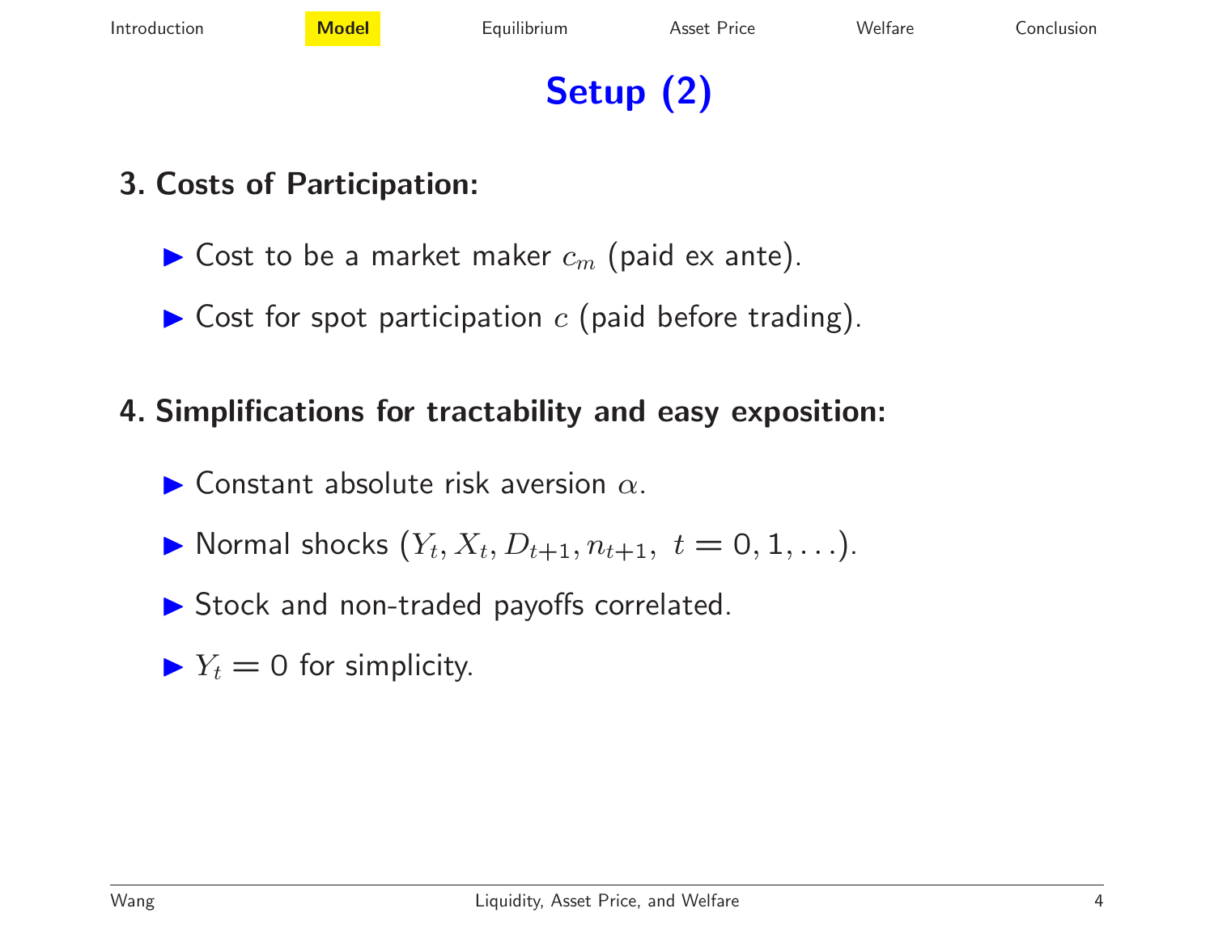# Setup (2)

## 3. Costs of Participation:

- Cost to be a market maker $c_m$ (paid ex ante).
- Cost for spot participation $c$ (paid before trading).

## 4. Simplifications for tractability and easy exposition:

- Constant absolute risk aversion $\alpha$.
- Normal shocks $(Y_t, X_t, D_{t+1}, n_{t+1},\ t = 0, 1, \ldots)$.
- Stock and non-traded payoffs correlated.
- $Y_t = 0$ for simplicity.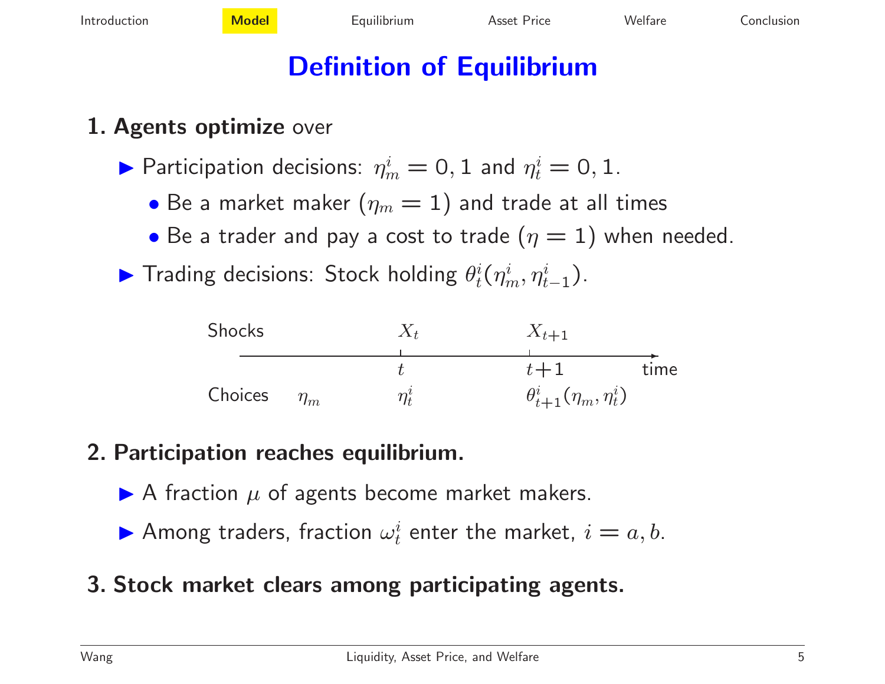# Definition of Equilibrium

**1. Agents optimize** over

- Participation decisions: $\eta^i_m = 0, 1$ and $\eta^i_t = 0, 1$.
  - Be a market maker ($\eta_m = 1$) and trade at all times
  - Be a trader and pay a cost to trade ($\eta = 1$) when needed.
- Trading decisions: Stock holding $\theta^i_t(\eta^i_m, \eta^i_{t-1})$.

| | | $t$ | $t+1$ | time |
|---|---|---|---|---|
| Shocks | | $X_t$ | $X_{t+1}$ | |
| Choices | $\eta_m$ | $\eta^i_t$ | $\theta^i_{t+1}(\eta_m, \eta^i_t)$ | |

**2. Participation reaches equilibrium.**

- A fraction $\mu$ of agents become market makers.
- Among traders, fraction $\omega^i_t$ enter the market, $i = a, b$.

**3. Stock market clears among participating agents.**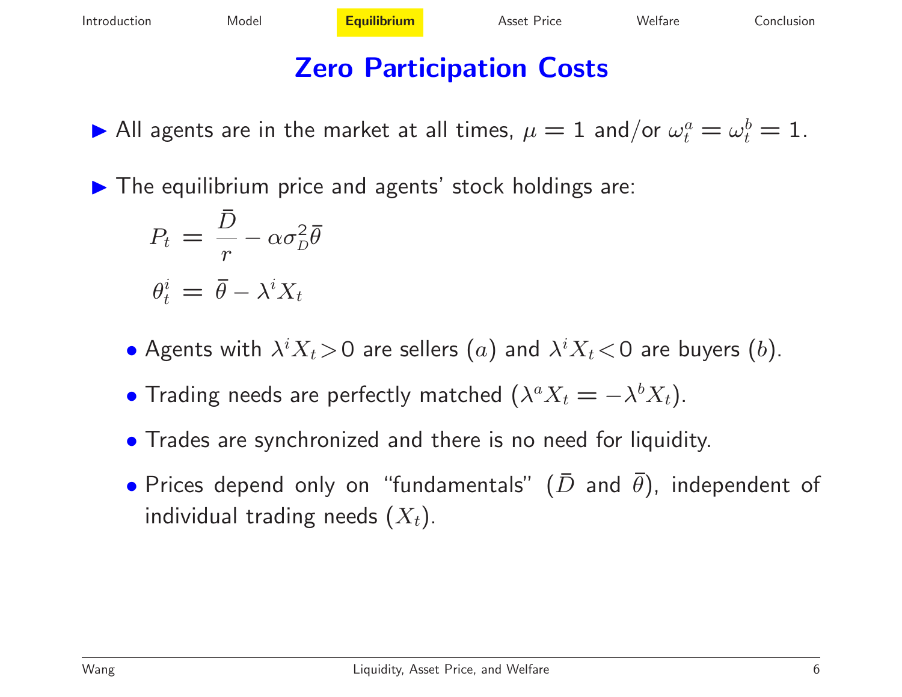# Zero Participation Costs

- All agents are in the market at all times, $\mu = 1$ and/or $\omega_t^a = \omega_t^b = 1$.

- The equilibrium price and agents' stock holdings are:

$$P_t = \frac{\bar{D}}{r} - \alpha\sigma_D^2\bar{\theta}$$

$$\theta_t^i = \bar{\theta} - \lambda^i X_t$$

  - Agents with $\lambda^i X_t > 0$ are sellers $(a)$ and $\lambda^i X_t < 0$ are buyers $(b)$.
  - Trading needs are perfectly matched $(\lambda^a X_t = -\lambda^b X_t)$.
  - Trades are synchronized and there is no need for liquidity.
  - Prices depend only on "fundamentals" ($\bar{D}$ and $\bar{\theta}$), independent of individual trading needs ($X_t$).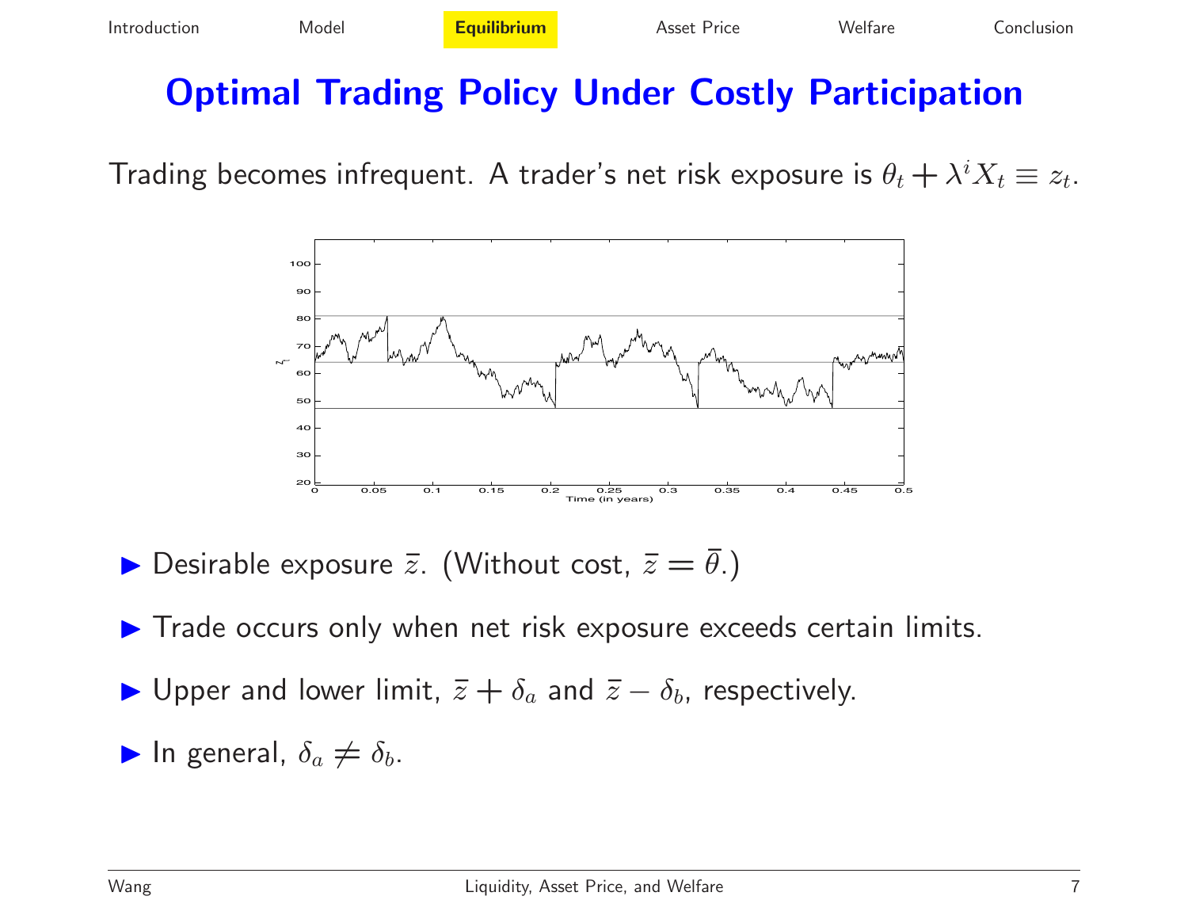# Optimal Trading Policy Under Costly Participation

Trading becomes infrequent. A trader's net risk exposure is $\theta_t + \lambda^i X_t \equiv z_t$.

- Desirable exposure $\bar{z}$. (Without cost, $\bar{z} = \bar{\theta}$.)
- Trade occurs only when net risk exposure exceeds certain limits.
- Upper and lower limit, $\bar{z} + \delta_a$ and $\bar{z} - \delta_b$, respectively.
- In general, $\delta_a \neq \delta_b$.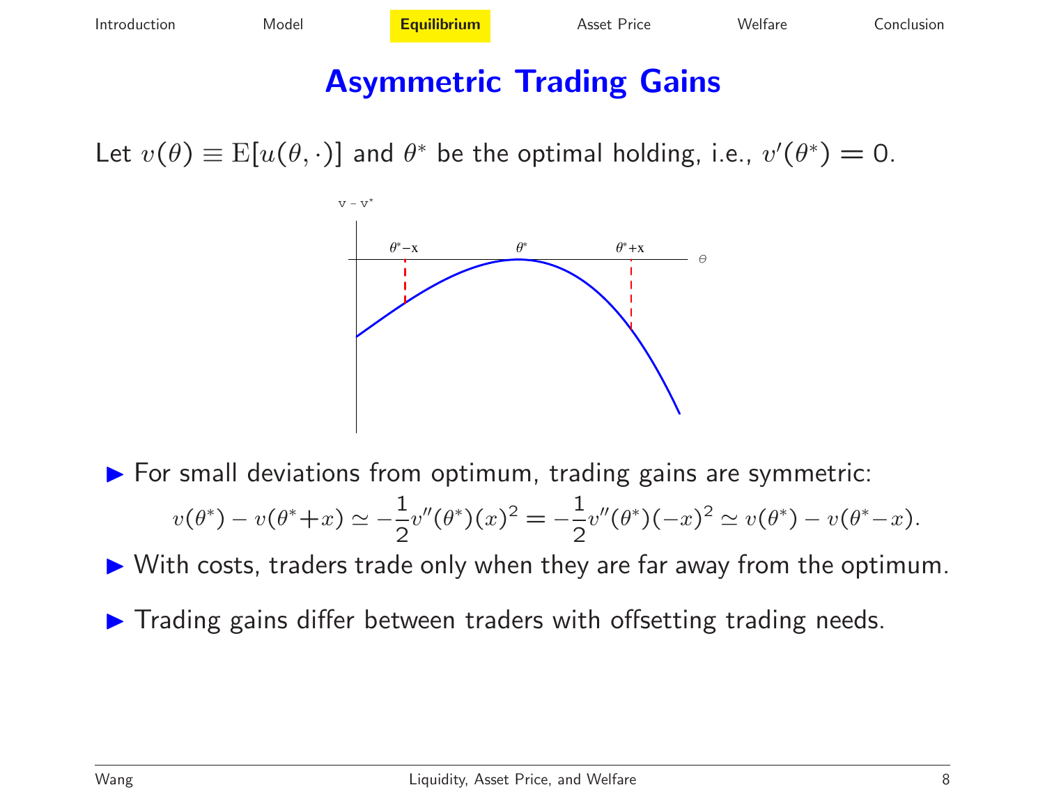# Asymmetric Trading Gains

Let $v(\theta) \equiv \mathrm{E}[u(\theta,\cdot)]$ and $\theta^*$ be the optimal holding, i.e., $v'(\theta^*) = 0$.

- For small deviations from optimum, trading gains are symmetric:

$$v(\theta^*) - v(\theta^*+x) \simeq -\frac{1}{2}v''(\theta^*)(x)^2 = -\frac{1}{2}v''(\theta^*)(-x)^2 \simeq v(\theta^*) - v(\theta^*-x).$$

- With costs, traders trade only when they are far away from the optimum.
- Trading gains differ between traders with offsetting trading needs.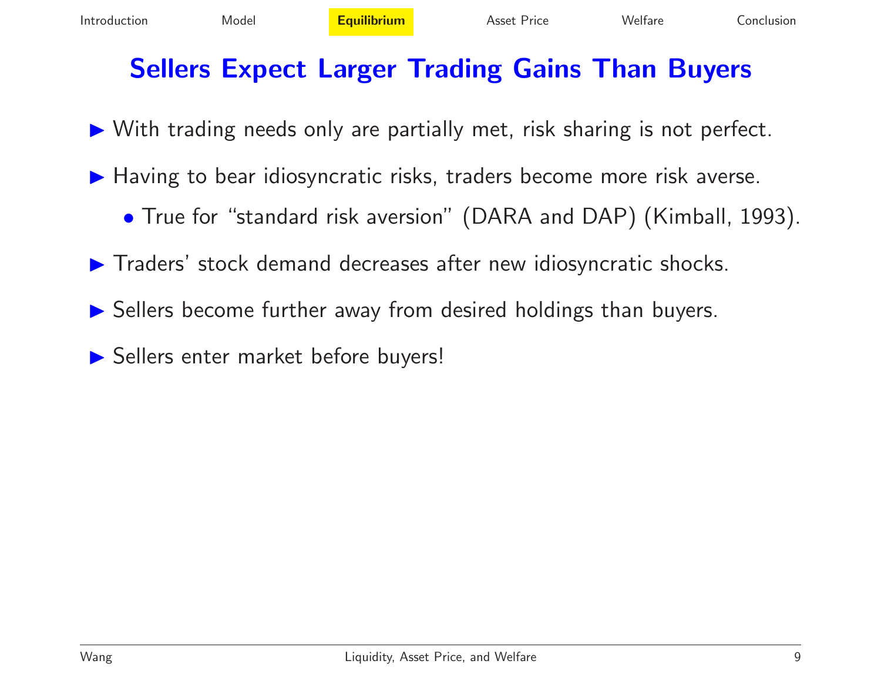# Sellers Expect Larger Trading Gains Than Buyers

- With trading needs only are partially met, risk sharing is not perfect.
- Having to bear idiosyncratic risks, traders become more risk averse.
  - True for "standard risk aversion" (DARA and DAP) (Kimball, 1993).
- Traders' stock demand decreases after new idiosyncratic shocks.
- Sellers become further away from desired holdings than buyers.
- Sellers enter market before buyers!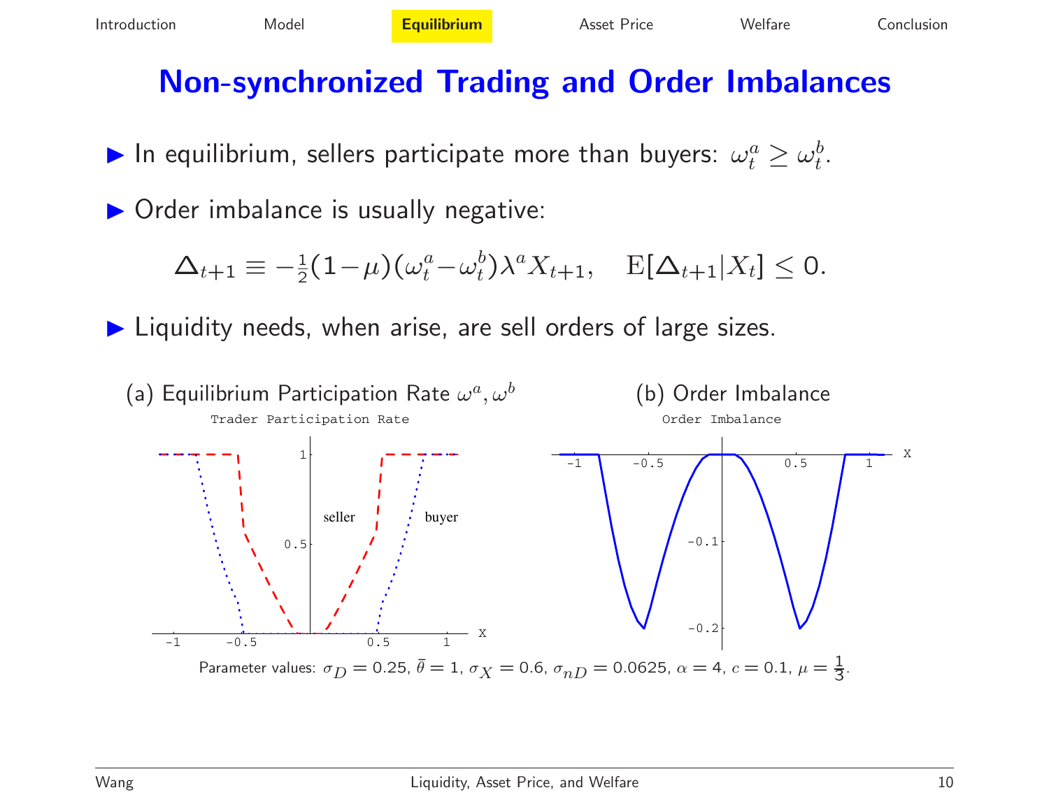# Non-synchronized Trading and Order Imbalances

- In equilibrium, sellers participate more than buyers: $\omega_t^a \geq \omega_t^b$.
- Order imbalance is usually negative:

$$\Delta_{t+1} \equiv -\tfrac{1}{2}(1-\mu)(\omega_t^a - \omega_t^b)\lambda^a X_{t+1}, \quad \mathrm{E}[\Delta_{t+1}|X_t] \leq 0.$$

- Liquidity needs, when arise, are sell orders of large sizes.

(a) Equilibrium Participation Rate $\omega^a, \omega^b$

(b) Order Imbalance

Parameter values: $\sigma_D = 0.25$, $\bar{\theta} = 1$, $\sigma_X = 0.6$, $\sigma_{nD} = 0.0625$, $\alpha = 4$, $c = 0.1$, $\mu = \frac{1}{3}$.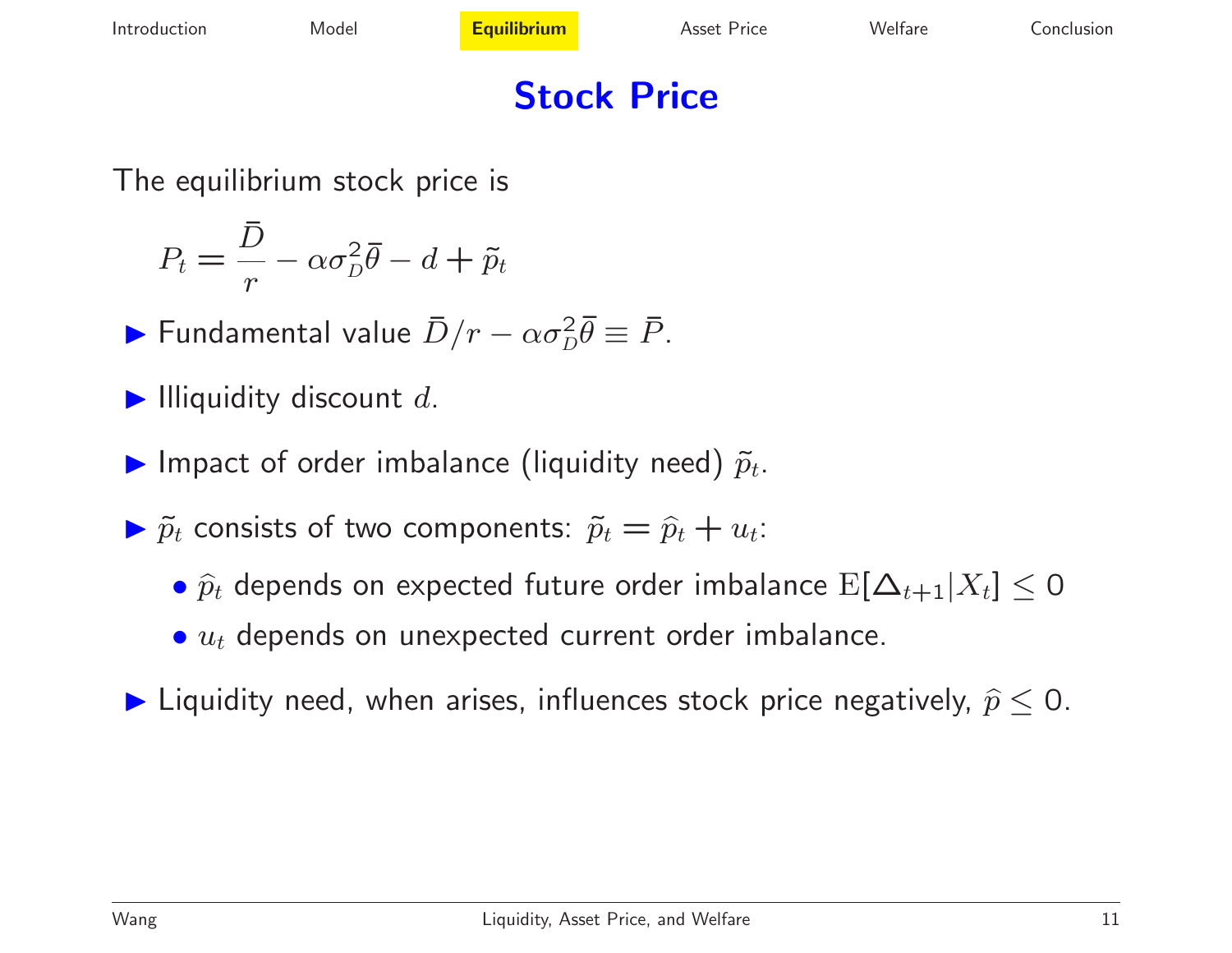# Stock Price

The equilibrium stock price is

$$P_t = \frac{\bar{D}}{r} - \alpha\sigma_D^2\bar{\theta} - d + \tilde{p}_t$$

- Fundamental value $\bar{D}/r - \alpha\sigma_D^2\bar{\theta} \equiv \bar{P}$.
- Illiquidity discount $d$.
- Impact of order imbalance (liquidity need) $\tilde{p}_t$.
- $\tilde{p}_t$ consists of two components: $\tilde{p}_t = \widehat{p}_t + u_t$:
  - $\widehat{p}_t$ depends on expected future order imbalance $\mathrm{E}[\Delta_{t+1}|X_t] \leq 0$
  - $u_t$ depends on unexpected current order imbalance.
- Liquidity need, when arises, influences stock price negatively, $\widehat{p} \leq 0$.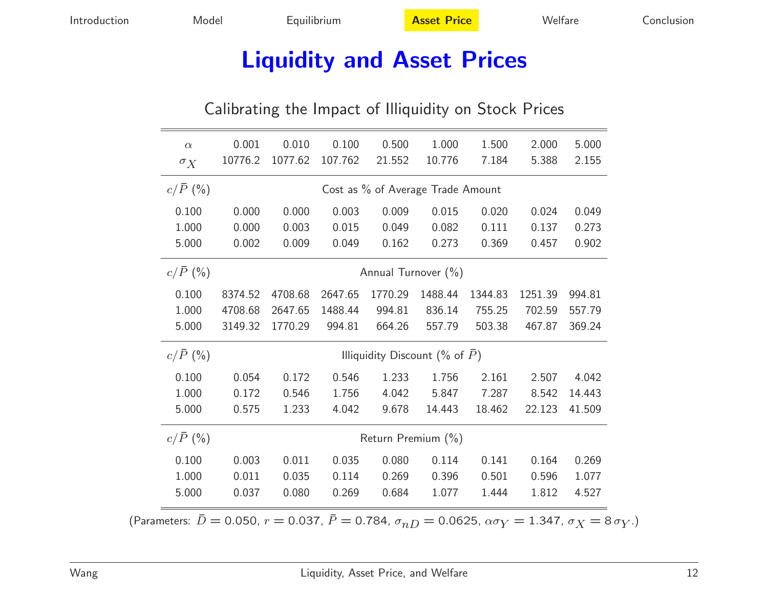# Liquidity and Asset Prices

Calibrating the Impact of Illiquidity on Stock Prices

| $\alpha$ | 0.001 | 0.010 | 0.100 | 0.500 | 1.000 | 1.500 | 2.000 | 5.000 |
|---|---|---|---|---|---|---|---|---|
| $\sigma_X$ | 10776.2 | 1077.62 | 107.762 | 21.552 | 10.776 | 7.184 | 5.388 | 2.155 |
| $c/\bar{P}$ (%) | Cost as % of Average Trade Amount | | | | | | | |
| 0.100 | 0.000 | 0.000 | 0.003 | 0.009 | 0.015 | 0.020 | 0.024 | 0.049 |
| 1.000 | 0.000 | 0.003 | 0.015 | 0.049 | 0.082 | 0.111 | 0.137 | 0.273 |
| 5.000 | 0.002 | 0.009 | 0.049 | 0.162 | 0.273 | 0.369 | 0.457 | 0.902 |
| $c/\bar{P}$ (%) | Annual Turnover (%) | | | | | | | |
| 0.100 | 8374.52 | 4708.68 | 2647.65 | 1770.29 | 1488.44 | 1344.83 | 1251.39 | 994.81 |
| 1.000 | 4708.68 | 2647.65 | 1488.44 | 994.81 | 836.14 | 755.25 | 702.59 | 557.79 |
| 5.000 | 3149.32 | 1770.29 | 994.81 | 664.26 | 557.79 | 503.38 | 467.87 | 369.24 |
| $c/\bar{P}$ (%) | Illiquidity Discount (% of $\bar{P}$) | | | | | | | |
| 0.100 | 0.054 | 0.172 | 0.546 | 1.233 | 1.756 | 2.161 | 2.507 | 4.042 |
| 1.000 | 0.172 | 0.546 | 1.756 | 4.042 | 5.847 | 7.287 | 8.542 | 14.443 |
| 5.000 | 0.575 | 1.233 | 4.042 | 9.678 | 14.443 | 18.462 | 22.123 | 41.509 |
| $c/\bar{P}$ (%) | Return Premium (%) | | | | | | | |
| 0.100 | 0.003 | 0.011 | 0.035 | 0.080 | 0.114 | 0.141 | 0.164 | 0.269 |
| 1.000 | 0.011 | 0.035 | 0.114 | 0.269 | 0.396 | 0.501 | 0.596 | 1.077 |
| 5.000 | 0.037 | 0.080 | 0.269 | 0.684 | 1.077 | 1.444 | 1.812 | 4.527 |

(Parameters: $\bar{D} = 0.050$, $r = 0.037$, $\bar{P} = 0.784$, $\sigma_{nD} = 0.0625$, $\alpha\sigma_Y = 1.347$, $\sigma_X = 8\,\sigma_Y$.)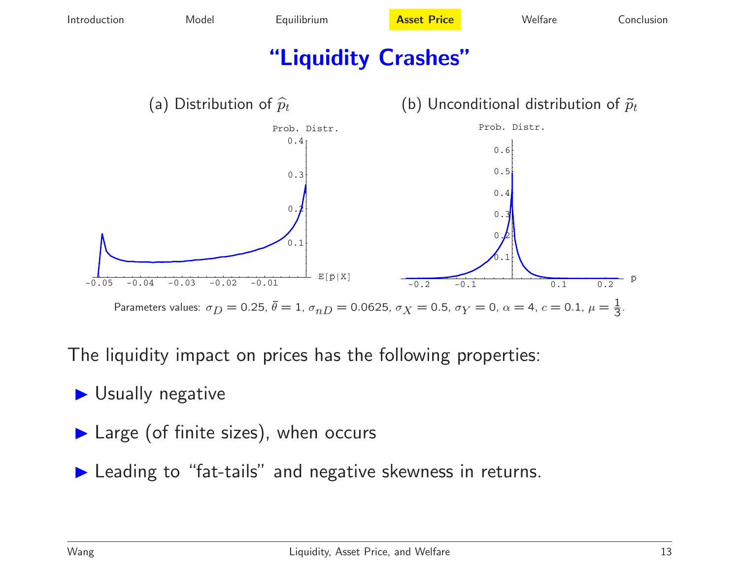# "Liquidity Crashes"

(a) Distribution of $\widehat{p}_t$

(b) Unconditional distribution of $\tilde{p}_t$

Parameters values: $\sigma_D = 0.25$, $\bar{\theta} = 1$, $\sigma_{nD} = 0.0625$, $\sigma_X = 0.5$, $\sigma_Y = 0$, $\alpha = 4$, $c = 0.1$, $\mu = \frac{1}{3}$.

The liquidity impact on prices has the following properties:

- Usually negative
- Large (of finite sizes), when occurs
- Leading to "fat-tails" and negative skewness in returns.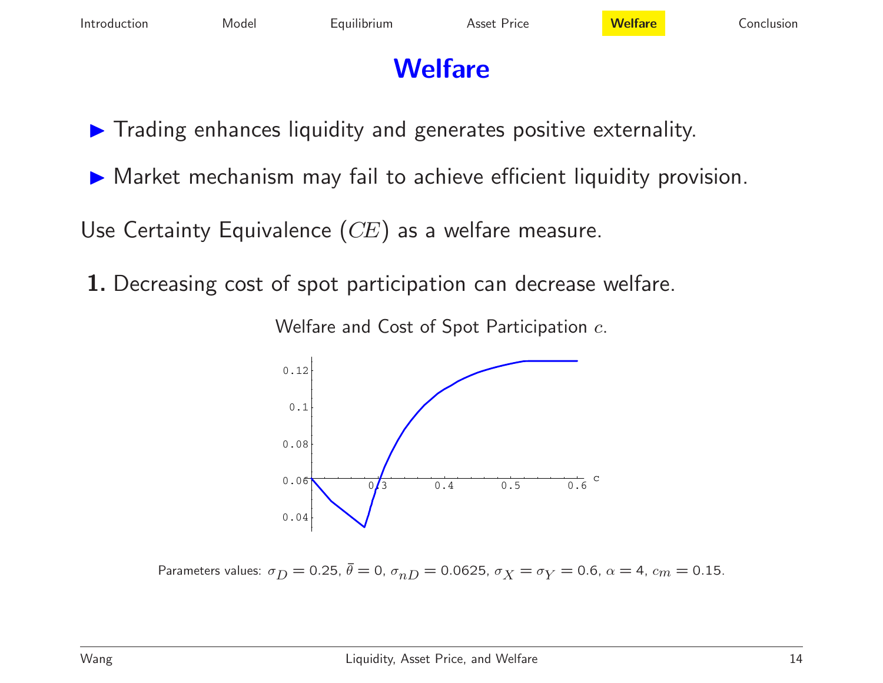# Welfare

- Trading enhances liquidity and generates positive externality.
- Market mechanism may fail to achieve efficient liquidity provision.

Use Certainty Equivalence ($CE$) as a welfare measure.

**1.** Decreasing cost of spot participation can decrease welfare.

Welfare and Cost of Spot Participation $c$.

Parameters values: $\sigma_D = 0.25$, $\bar{\theta} = 0$, $\sigma_{nD} = 0.0625$, $\sigma_X = \sigma_Y = 0.6$, $\alpha = 4$, $c_m = 0.15$.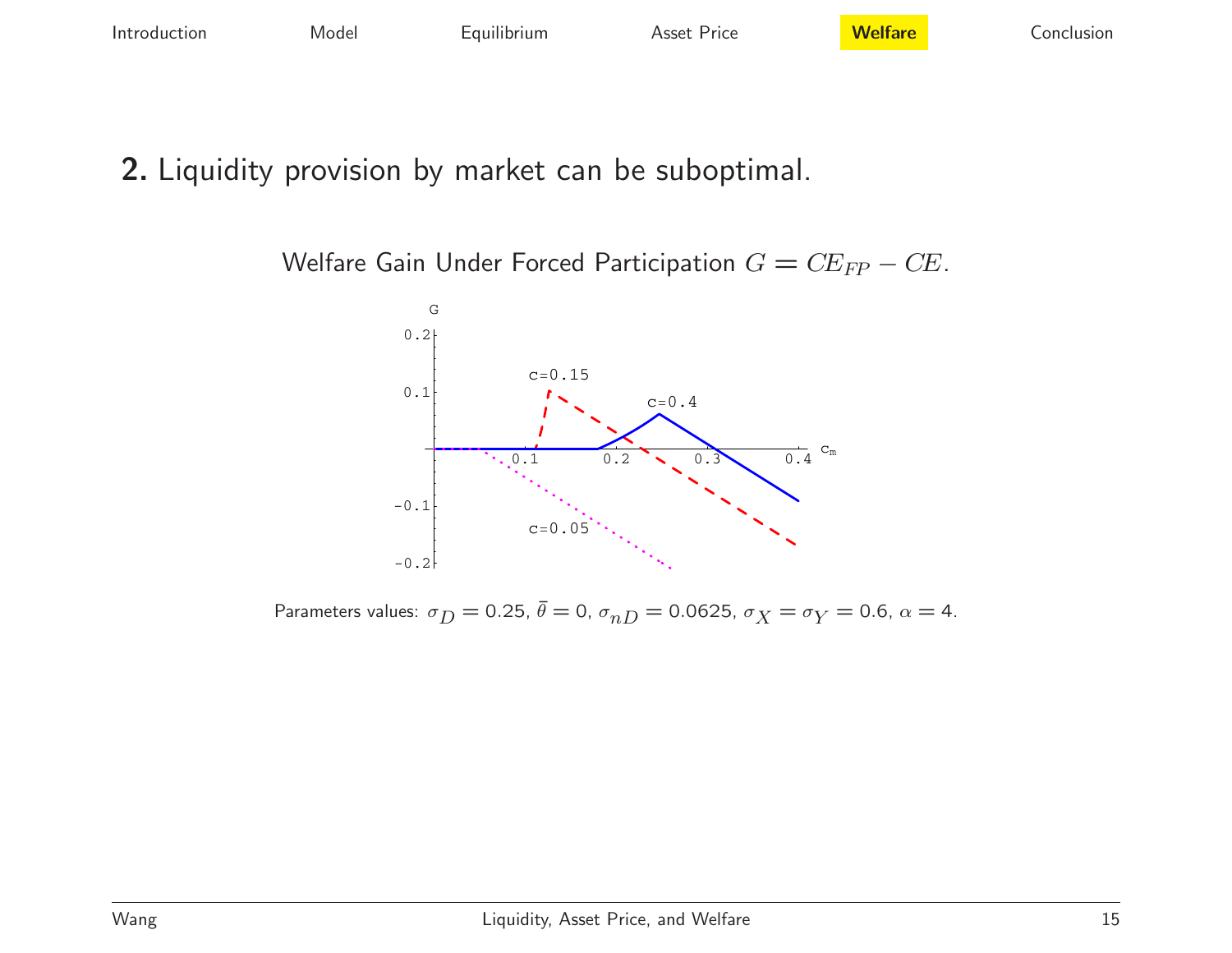**2.** Liquidity provision by market can be suboptimal.

Welfare Gain Under Forced Participation $G = CE_{FP} - CE$.

Parameters values: $\sigma_D = 0.25$, $\bar{\theta} = 0$, $\sigma_{nD} = 0.0625$, $\sigma_X = \sigma_Y = 0.6$, $\alpha = 4$.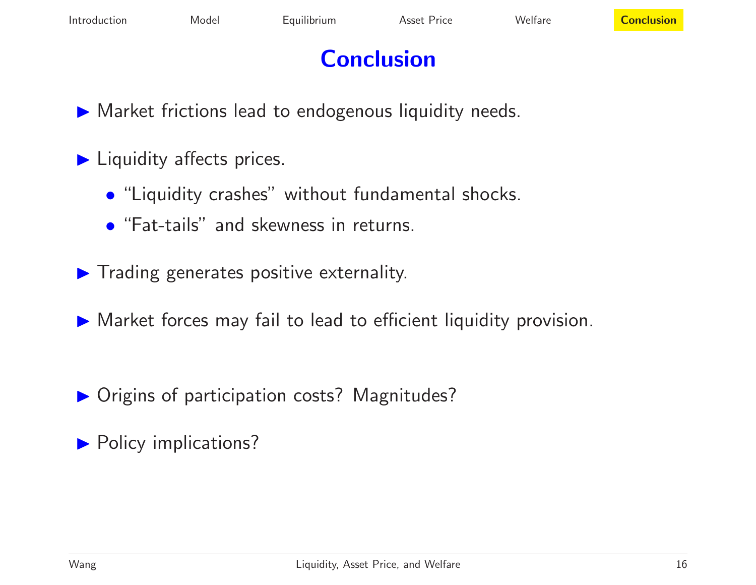# Conclusion

- Market frictions lead to endogenous liquidity needs.
- Liquidity affects prices.
  - "Liquidity crashes" without fundamental shocks.
  - "Fat-tails" and skewness in returns.
- Trading generates positive externality.
- Market forces may fail to lead to efficient liquidity provision.

- Origins of participation costs? Magnitudes?
- Policy implications?